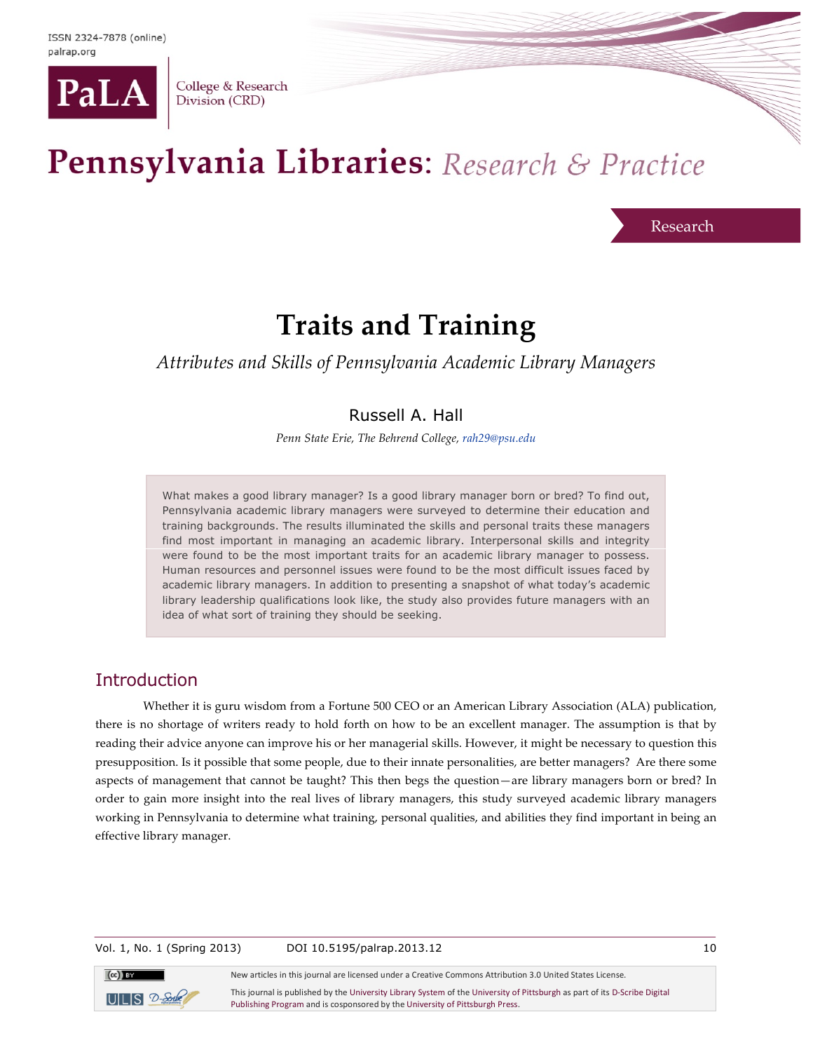ISSN 2324-7878 (online)
palrap.org

PaLA College & Research Division (CRD)

Pennsylvania Libraries: *Research & Practice*

Research

# Traits and Training

*Attributes and Skills of Pennsylvania Academic Library Managers*

Russell A. Hall

*Penn State Erie, The Behrend College, rah29@psu.edu*

> What makes a good library manager? Is a good library manager born or bred? To find out, Pennsylvania academic library managers were surveyed to determine their education and training backgrounds. The results illuminated the skills and personal traits these managers find most important in managing an academic library. Interpersonal skills and integrity were found to be the most important traits for an academic library manager to possess. Human resources and personnel issues were found to be the most difficult issues faced by academic library managers. In addition to presenting a snapshot of what today's academic library leadership qualifications look like, the study also provides future managers with an idea of what sort of training they should be seeking.

## Introduction

Whether it is guru wisdom from a Fortune 500 CEO or an American Library Association (ALA) publication, there is no shortage of writers ready to hold forth on how to be an excellent manager. The assumption is that by reading their advice anyone can improve his or her managerial skills. However, it might be necessary to question this presupposition. Is it possible that some people, due to their innate personalities, are better managers? Are there some aspects of management that cannot be taught? This then begs the question—are library managers born or bred? In order to gain more insight into the real lives of library managers, this study surveyed academic library managers working in Pennsylvania to determine what training, personal qualities, and abilities they find important in being an effective library manager.

Vol. 1, No. 1 (Spring 2013) DOI 10.5195/palrap.2013.12

New articles in this journal are licensed under a Creative Commons Attribution 3.0 United States License.

This journal is published by the University Library System of the University of Pittsburgh as part of its D-Scribe Digital Publishing Program and is cosponsored by the University of Pittsburgh Press.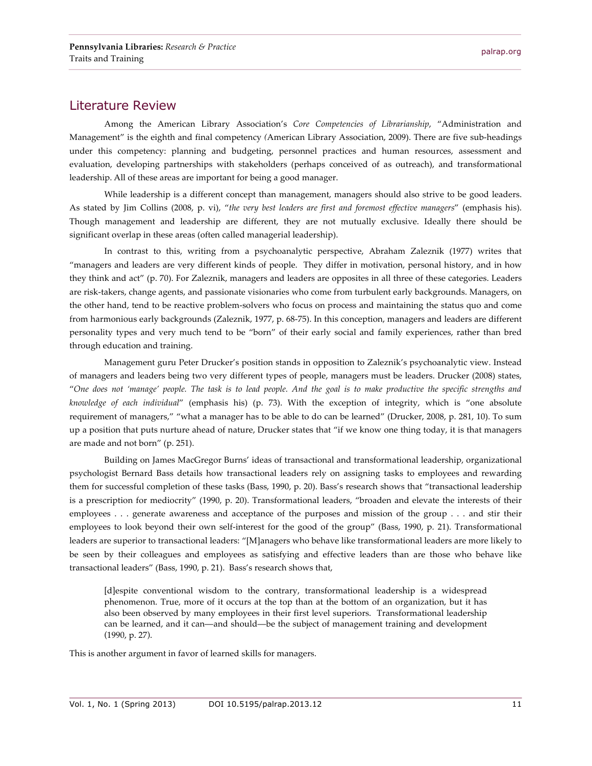## Literature Review

Among the American Library Association's *Core Competencies of Librarianship*, "Administration and Management" is the eighth and final competency (American Library Association, 2009). There are five sub-headings under this competency: planning and budgeting, personnel practices and human resources, assessment and evaluation, developing partnerships with stakeholders (perhaps conceived of as outreach), and transformational leadership. All of these areas are important for being a good manager.

While leadership is a different concept than management, managers should also strive to be good leaders. As stated by Jim Collins (2008, p. vi), "*the very best leaders are first and foremost effective managers*" (emphasis his). Though management and leadership are different, they are not mutually exclusive. Ideally there should be significant overlap in these areas (often called managerial leadership).

In contrast to this, writing from a psychoanalytic perspective, Abraham Zaleznik (1977) writes that "managers and leaders are very different kinds of people. They differ in motivation, personal history, and in how they think and act" (p. 70). For Zaleznik, managers and leaders are opposites in all three of these categories. Leaders are risk-takers, change agents, and passionate visionaries who come from turbulent early backgrounds. Managers, on the other hand, tend to be reactive problem-solvers who focus on process and maintaining the status quo and come from harmonious early backgrounds (Zaleznik, 1977, p. 68-75). In this conception, managers and leaders are different personality types and very much tend to be "born" of their early social and family experiences, rather than bred through education and training.

Management guru Peter Drucker's position stands in opposition to Zaleznik's psychoanalytic view. Instead of managers and leaders being two very different types of people, managers must be leaders. Drucker (2008) states, "*One does not 'manage' people. The task is to lead people. And the goal is to make productive the specific strengths and knowledge of each individual*" (emphasis his) (p. 73). With the exception of integrity, which is "one absolute requirement of managers," "what a manager has to be able to do can be learned" (Drucker, 2008, p. 281, 10). To sum up a position that puts nurture ahead of nature, Drucker states that "if we know one thing today, it is that managers are made and not born" (p. 251).

Building on James MacGregor Burns' ideas of transactional and transformational leadership, organizational psychologist Bernard Bass details how transactional leaders rely on assigning tasks to employees and rewarding them for successful completion of these tasks (Bass, 1990, p. 20). Bass's research shows that "transactional leadership is a prescription for mediocrity" (1990, p. 20). Transformational leaders, "broaden and elevate the interests of their employees . . . generate awareness and acceptance of the purposes and mission of the group . . . and stir their employees to look beyond their own self-interest for the good of the group" (Bass, 1990, p. 21). Transformational leaders are superior to transactional leaders: "[M]anagers who behave like transformational leaders are more likely to be seen by their colleagues and employees as satisfying and effective leaders than are those who behave like transactional leaders" (Bass, 1990, p. 21). Bass's research shows that,

> [d]espite conventional wisdom to the contrary, transformational leadership is a widespread phenomenon. True, more of it occurs at the top than at the bottom of an organization, but it has also been observed by many employees in their first level superiors. Transformational leadership can be learned, and it can—and should—be the subject of management training and development (1990, p. 27).

This is another argument in favor of learned skills for managers.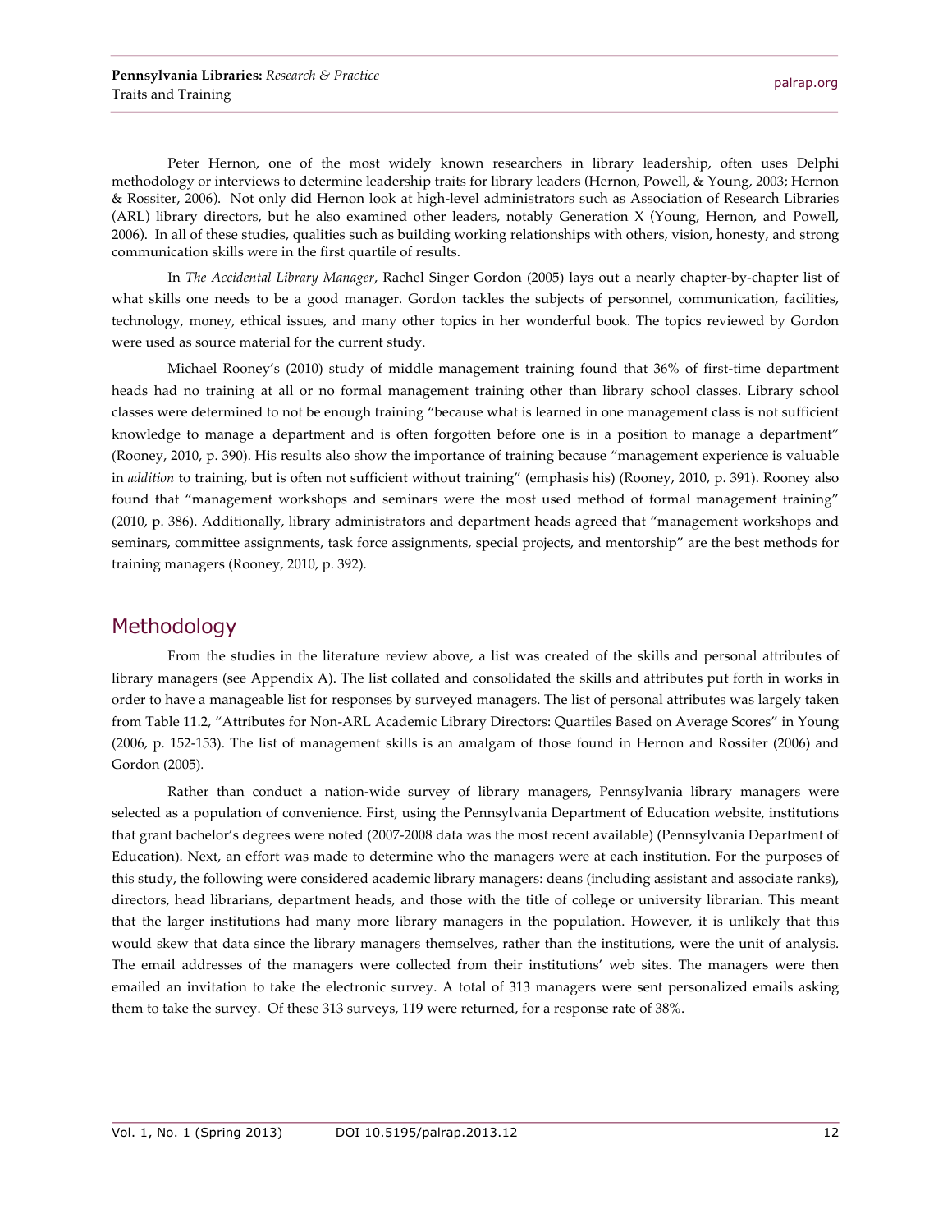Peter Hernon, one of the most widely known researchers in library leadership, often uses Delphi methodology or interviews to determine leadership traits for library leaders (Hernon, Powell, & Young, 2003; Hernon & Rossiter, 2006). Not only did Hernon look at high-level administrators such as Association of Research Libraries (ARL) library directors, but he also examined other leaders, notably Generation X (Young, Hernon, and Powell, 2006). In all of these studies, qualities such as building working relationships with others, vision, honesty, and strong communication skills were in the first quartile of results.

In *The Accidental Library Manager*, Rachel Singer Gordon (2005) lays out a nearly chapter-by-chapter list of what skills one needs to be a good manager. Gordon tackles the subjects of personnel, communication, facilities, technology, money, ethical issues, and many other topics in her wonderful book. The topics reviewed by Gordon were used as source material for the current study.

Michael Rooney's (2010) study of middle management training found that 36% of first-time department heads had no training at all or no formal management training other than library school classes. Library school classes were determined to not be enough training "because what is learned in one management class is not sufficient knowledge to manage a department and is often forgotten before one is in a position to manage a department" (Rooney, 2010, p. 390). His results also show the importance of training because "management experience is valuable in *addition* to training, but is often not sufficient without training" (emphasis his) (Rooney, 2010, p. 391). Rooney also found that "management workshops and seminars were the most used method of formal management training" (2010, p. 386). Additionally, library administrators and department heads agreed that "management workshops and seminars, committee assignments, task force assignments, special projects, and mentorship" are the best methods for training managers (Rooney, 2010, p. 392).

## Methodology

From the studies in the literature review above, a list was created of the skills and personal attributes of library managers (see Appendix A). The list collated and consolidated the skills and attributes put forth in works in order to have a manageable list for responses by surveyed managers. The list of personal attributes was largely taken from Table 11.2, "Attributes for Non-ARL Academic Library Directors: Quartiles Based on Average Scores" in Young (2006, p. 152-153). The list of management skills is an amalgam of those found in Hernon and Rossiter (2006) and Gordon (2005).

Rather than conduct a nation-wide survey of library managers, Pennsylvania library managers were selected as a population of convenience. First, using the Pennsylvania Department of Education website, institutions that grant bachelor's degrees were noted (2007-2008 data was the most recent available) (Pennsylvania Department of Education). Next, an effort was made to determine who the managers were at each institution. For the purposes of this study, the following were considered academic library managers: deans (including assistant and associate ranks), directors, head librarians, department heads, and those with the title of college or university librarian. This meant that the larger institutions had many more library managers in the population. However, it is unlikely that this would skew that data since the library managers themselves, rather than the institutions, were the unit of analysis. The email addresses of the managers were collected from their institutions' web sites. The managers were then emailed an invitation to take the electronic survey. A total of 313 managers were sent personalized emails asking them to take the survey. Of these 313 surveys, 119 were returned, for a response rate of 38%.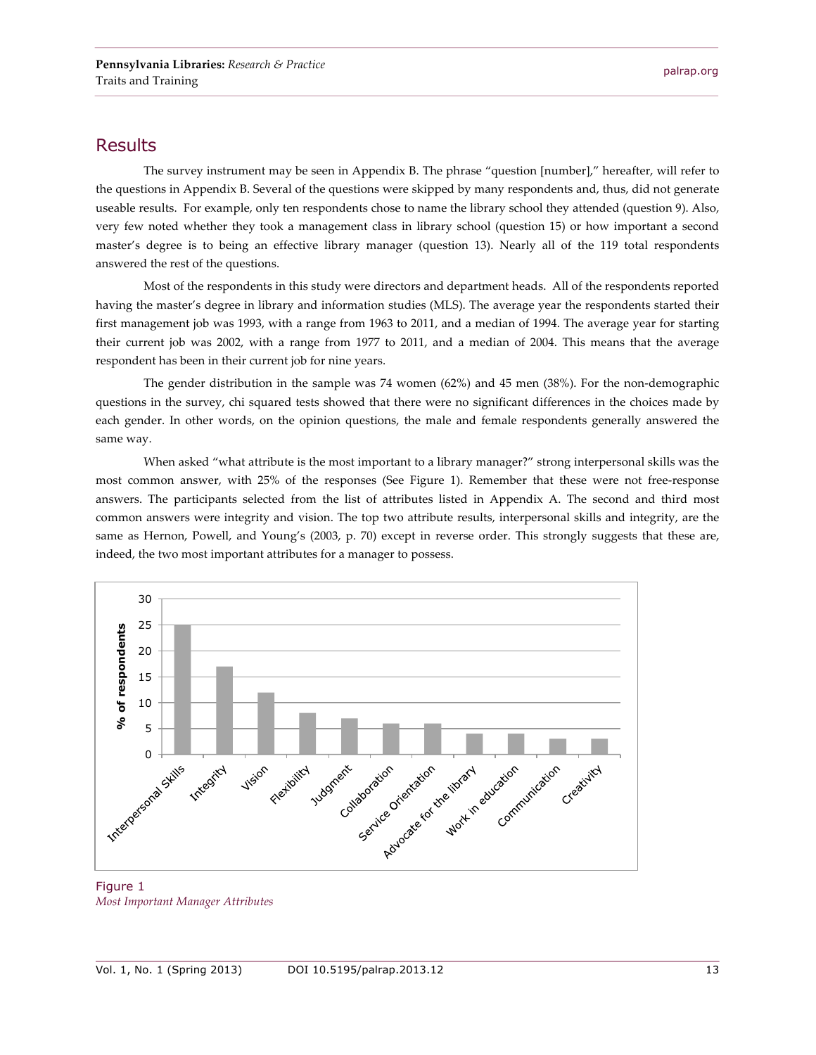## Results

The survey instrument may be seen in Appendix B. The phrase "question [number]," hereafter, will refer to the questions in Appendix B. Several of the questions were skipped by many respondents and, thus, did not generate useable results. For example, only ten respondents chose to name the library school they attended (question 9). Also, very few noted whether they took a management class in library school (question 15) or how important a second master's degree is to being an effective library manager (question 13). Nearly all of the 119 total respondents answered the rest of the questions.

Most of the respondents in this study were directors and department heads. All of the respondents reported having the master's degree in library and information studies (MLS). The average year the respondents started their first management job was 1993, with a range from 1963 to 2011, and a median of 1994. The average year for starting their current job was 2002, with a range from 1977 to 2011, and a median of 2004. This means that the average respondent has been in their current job for nine years.

The gender distribution in the sample was 74 women (62%) and 45 men (38%). For the non-demographic questions in the survey, chi squared tests showed that there were no significant differences in the choices made by each gender. In other words, on the opinion questions, the male and female respondents generally answered the same way.

When asked "what attribute is the most important to a library manager?" strong interpersonal skills was the most common answer, with 25% of the responses (See Figure 1). Remember that these were not free-response answers. The participants selected from the list of attributes listed in Appendix A. The second and third most common answers were integrity and vision. The top two attribute results, interpersonal skills and integrity, are the same as Hernon, Powell, and Young's (2003, p. 70) except in reverse order. This strongly suggests that these are, indeed, the two most important attributes for a manager to possess.

| Attribute | % of respondents |
|---|---|
| Interpersonal Skills | 25 |
| Integrity | 17 |
| Vision | 12 |
| Flexibility | 8 |
| Judgment | 7 |
| Collaboration | 6 |
| Service Orientation | 6 |
| Advocate for the library | 4 |
| Work in education | 4 |
| Communication | 3 |
| Creativity | 3 |

Figure 1
*Most Important Manager Attributes*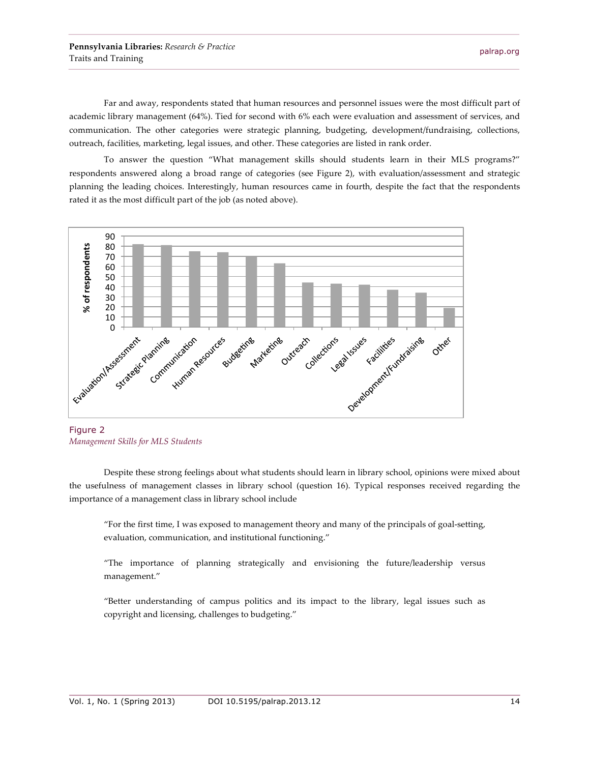Far and away, respondents stated that human resources and personnel issues were the most difficult part of academic library management (64%). Tied for second with 6% each were evaluation and assessment of services, and communication. The other categories were strategic planning, budgeting, development/fundraising, collections, outreach, facilities, marketing, legal issues, and other. These categories are listed in rank order.

To answer the question "What management skills should students learn in their MLS programs?" respondents answered along a broad range of categories (see Figure 2), with evaluation/assessment and strategic planning the leading choices. Interestingly, human resources came in fourth, despite the fact that the respondents rated it as the most difficult part of the job (as noted above).

Figure 2
*Management Skills for MLS Students*

Despite these strong feelings about what students should learn in library school, opinions were mixed about the usefulness of management classes in library school (question 16). Typical responses received regarding the importance of a management class in library school include

> "For the first time, I was exposed to management theory and many of the principals of goal-setting, evaluation, communication, and institutional functioning."

> "The importance of planning strategically and envisioning the future/leadership versus management."

> "Better understanding of campus politics and its impact to the library, legal issues such as copyright and licensing, challenges to budgeting."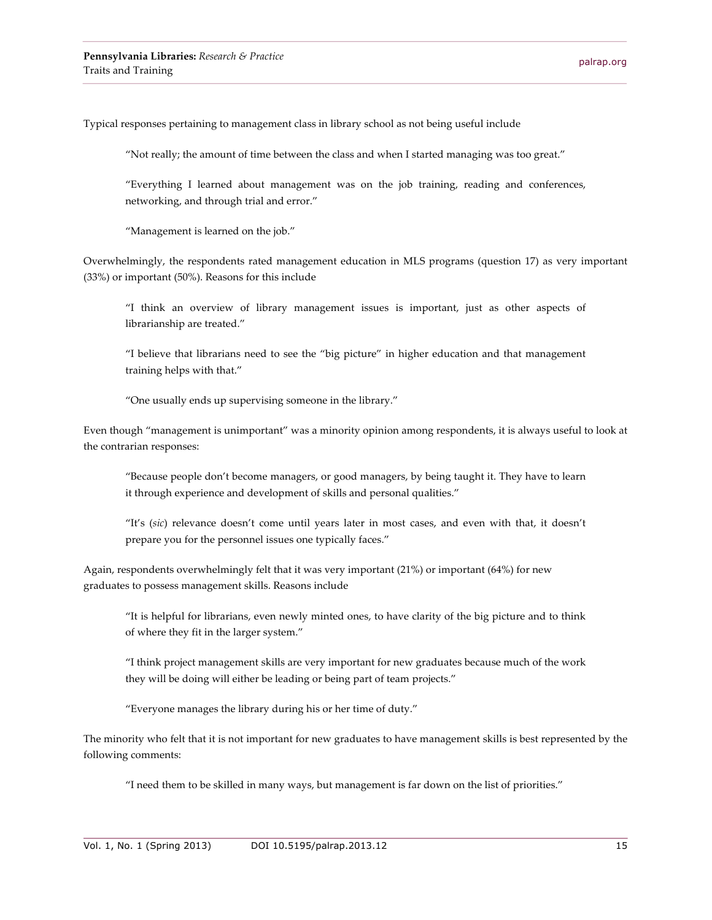Typical responses pertaining to management class in library school as not being useful include

> "Not really; the amount of time between the class and when I started managing was too great."

> "Everything I learned about management was on the job training, reading and conferences, networking, and through trial and error."

> "Management is learned on the job."

Overwhelmingly, the respondents rated management education in MLS programs (question 17) as very important (33%) or important (50%). Reasons for this include

> "I think an overview of library management issues is important, just as other aspects of librarianship are treated."

> "I believe that librarians need to see the "big picture" in higher education and that management training helps with that."

> "One usually ends up supervising someone in the library."

Even though "management is unimportant" was a minority opinion among respondents, it is always useful to look at the contrarian responses:

> "Because people don't become managers, or good managers, by being taught it. They have to learn it through experience and development of skills and personal qualities."

> "It's (*sic*) relevance doesn't come until years later in most cases, and even with that, it doesn't prepare you for the personnel issues one typically faces."

Again, respondents overwhelmingly felt that it was very important (21%) or important (64%) for new graduates to possess management skills. Reasons include

> "It is helpful for librarians, even newly minted ones, to have clarity of the big picture and to think of where they fit in the larger system."

> "I think project management skills are very important for new graduates because much of the work they will be doing will either be leading or being part of team projects."

> "Everyone manages the library during his or her time of duty."

The minority who felt that it is not important for new graduates to have management skills is best represented by the following comments:

> "I need them to be skilled in many ways, but management is far down on the list of priorities."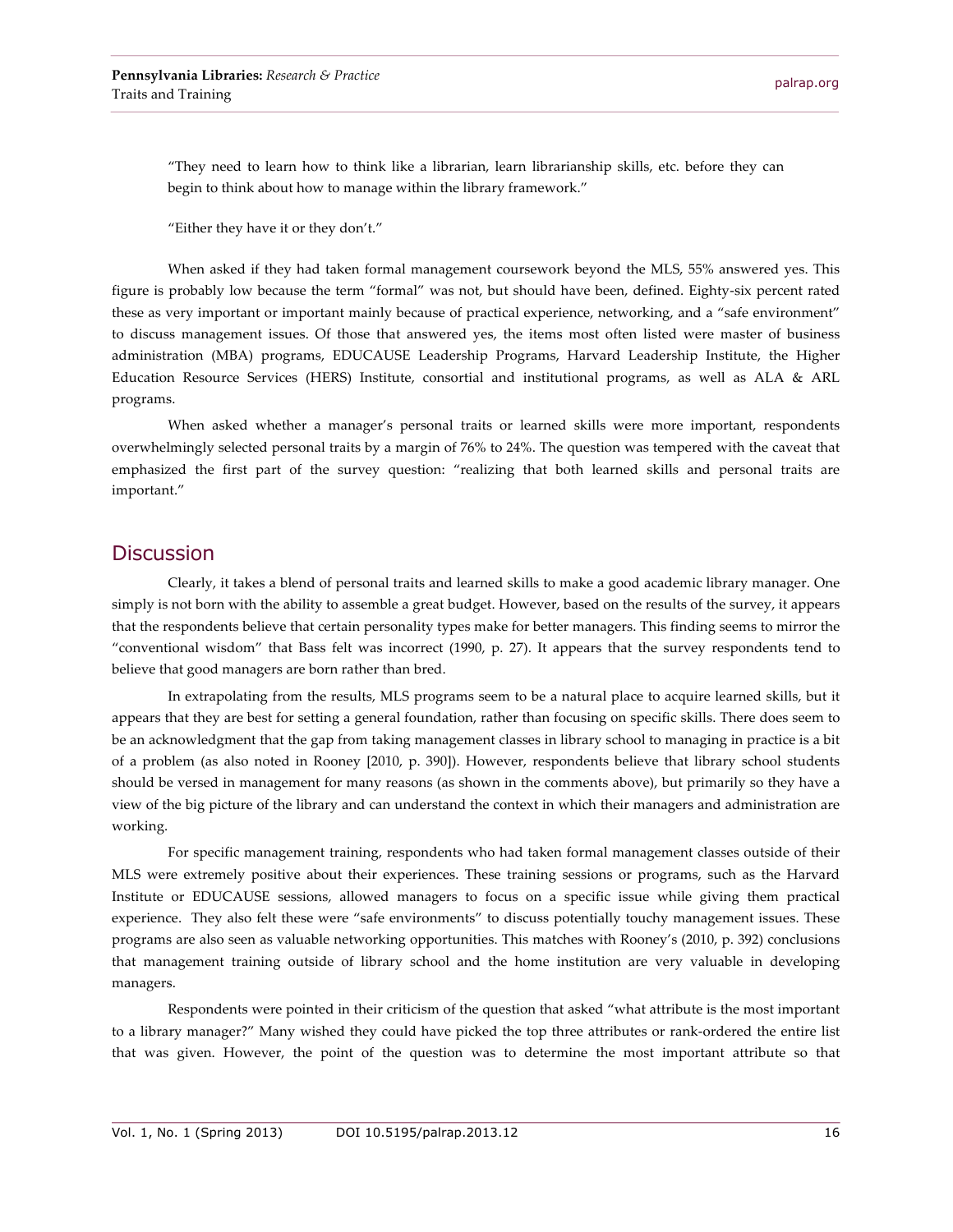"They need to learn how to think like a librarian, learn librarianship skills, etc. before they can begin to think about how to manage within the library framework."

"Either they have it or they don't."

When asked if they had taken formal management coursework beyond the MLS, 55% answered yes. This figure is probably low because the term "formal" was not, but should have been, defined. Eighty-six percent rated these as very important or important mainly because of practical experience, networking, and a "safe environment" to discuss management issues. Of those that answered yes, the items most often listed were master of business administration (MBA) programs, EDUCAUSE Leadership Programs, Harvard Leadership Institute, the Higher Education Resource Services (HERS) Institute, consortial and institutional programs, as well as ALA & ARL programs.

When asked whether a manager's personal traits or learned skills were more important, respondents overwhelmingly selected personal traits by a margin of 76% to 24%. The question was tempered with the caveat that emphasized the first part of the survey question: "realizing that both learned skills and personal traits are important."

## Discussion

Clearly, it takes a blend of personal traits and learned skills to make a good academic library manager. One simply is not born with the ability to assemble a great budget. However, based on the results of the survey, it appears that the respondents believe that certain personality types make for better managers. This finding seems to mirror the "conventional wisdom" that Bass felt was incorrect (1990, p. 27). It appears that the survey respondents tend to believe that good managers are born rather than bred.

In extrapolating from the results, MLS programs seem to be a natural place to acquire learned skills, but it appears that they are best for setting a general foundation, rather than focusing on specific skills. There does seem to be an acknowledgment that the gap from taking management classes in library school to managing in practice is a bit of a problem (as also noted in Rooney [2010, p. 390]). However, respondents believe that library school students should be versed in management for many reasons (as shown in the comments above), but primarily so they have a view of the big picture of the library and can understand the context in which their managers and administration are working.

For specific management training, respondents who had taken formal management classes outside of their MLS were extremely positive about their experiences. These training sessions or programs, such as the Harvard Institute or EDUCAUSE sessions, allowed managers to focus on a specific issue while giving them practical experience. They also felt these were "safe environments" to discuss potentially touchy management issues. These programs are also seen as valuable networking opportunities. This matches with Rooney's (2010, p. 392) conclusions that management training outside of library school and the home institution are very valuable in developing managers.

Respondents were pointed in their criticism of the question that asked "what attribute is the most important to a library manager?" Many wished they could have picked the top three attributes or rank-ordered the entire list that was given. However, the point of the question was to determine the most important attribute so that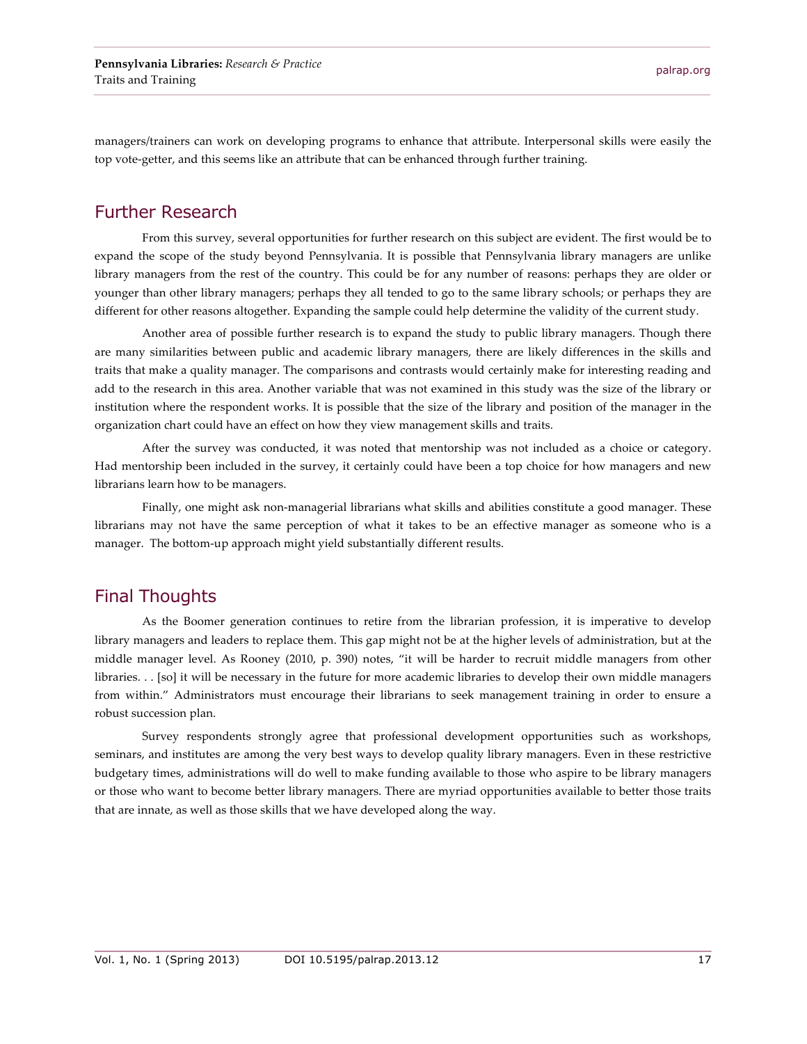managers/trainers can work on developing programs to enhance that attribute. Interpersonal skills were easily the top vote-getter, and this seems like an attribute that can be enhanced through further training.

## Further Research

From this survey, several opportunities for further research on this subject are evident. The first would be to expand the scope of the study beyond Pennsylvania. It is possible that Pennsylvania library managers are unlike library managers from the rest of the country. This could be for any number of reasons: perhaps they are older or younger than other library managers; perhaps they all tended to go to the same library schools; or perhaps they are different for other reasons altogether. Expanding the sample could help determine the validity of the current study.

Another area of possible further research is to expand the study to public library managers. Though there are many similarities between public and academic library managers, there are likely differences in the skills and traits that make a quality manager. The comparisons and contrasts would certainly make for interesting reading and add to the research in this area. Another variable that was not examined in this study was the size of the library or institution where the respondent works. It is possible that the size of the library and position of the manager in the organization chart could have an effect on how they view management skills and traits.

After the survey was conducted, it was noted that mentorship was not included as a choice or category. Had mentorship been included in the survey, it certainly could have been a top choice for how managers and new librarians learn how to be managers.

Finally, one might ask non-managerial librarians what skills and abilities constitute a good manager. These librarians may not have the same perception of what it takes to be an effective manager as someone who is a manager. The bottom-up approach might yield substantially different results.

## Final Thoughts

As the Boomer generation continues to retire from the librarian profession, it is imperative to develop library managers and leaders to replace them. This gap might not be at the higher levels of administration, but at the middle manager level. As Rooney (2010, p. 390) notes, "it will be harder to recruit middle managers from other libraries. . . [so] it will be necessary in the future for more academic libraries to develop their own middle managers from within." Administrators must encourage their librarians to seek management training in order to ensure a robust succession plan.

Survey respondents strongly agree that professional development opportunities such as workshops, seminars, and institutes are among the very best ways to develop quality library managers. Even in these restrictive budgetary times, administrations will do well to make funding available to those who aspire to be library managers or those who want to become better library managers. There are myriad opportunities available to better those traits that are innate, as well as those skills that we have developed along the way.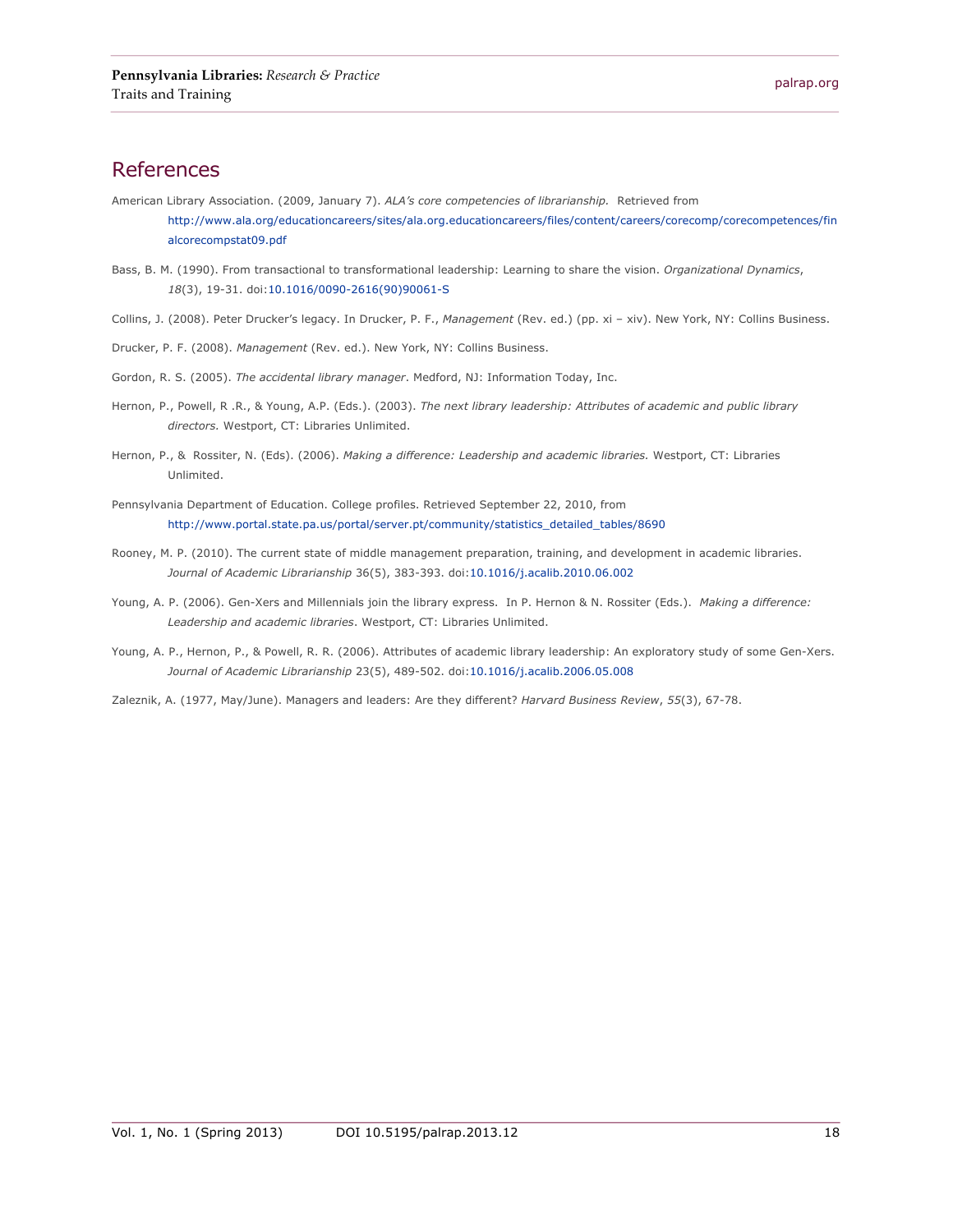## References

American Library Association. (2009, January 7). *ALA's core competencies of librarianship.* Retrieved from http://www.ala.org/educationcareers/sites/ala.org.educationcareers/files/content/careers/corecomp/corecompetences/finalcorecompstat09.pdf

Bass, B. M. (1990). From transactional to transformational leadership: Learning to share the vision. *Organizational Dynamics*, *18*(3), 19-31. doi:10.1016/0090-2616(90)90061-S

Collins, J. (2008). Peter Drucker's legacy. In Drucker, P. F., *Management* (Rev. ed.) (pp. xi – xiv). New York, NY: Collins Business.

Drucker, P. F. (2008). *Management* (Rev. ed.). New York, NY: Collins Business.

Gordon, R. S. (2005). *The accidental library manager*. Medford, NJ: Information Today, Inc.

Hernon, P., Powell, R .R., & Young, A.P. (Eds.). (2003). *The next library leadership: Attributes of academic and public library directors.* Westport, CT: Libraries Unlimited.

Hernon, P., & Rossiter, N. (Eds). (2006). *Making a difference: Leadership and academic libraries.* Westport, CT: Libraries Unlimited.

Pennsylvania Department of Education. College profiles. Retrieved September 22, 2010, from http://www.portal.state.pa.us/portal/server.pt/community/statistics_detailed_tables/8690

Rooney, M. P. (2010). The current state of middle management preparation, training, and development in academic libraries. *Journal of Academic Librarianship* 36(5), 383-393. doi:10.1016/j.acalib.2010.06.002

Young, A. P. (2006). Gen-Xers and Millennials join the library express. In P. Hernon & N. Rossiter (Eds.). *Making a difference: Leadership and academic libraries*. Westport, CT: Libraries Unlimited.

Young, A. P., Hernon, P., & Powell, R. R. (2006). Attributes of academic library leadership: An exploratory study of some Gen-Xers. *Journal of Academic Librarianship* 23(5), 489-502. doi:10.1016/j.acalib.2006.05.008

Zaleznik, A. (1977, May/June). Managers and leaders: Are they different? *Harvard Business Review*, *55*(3), 67-78.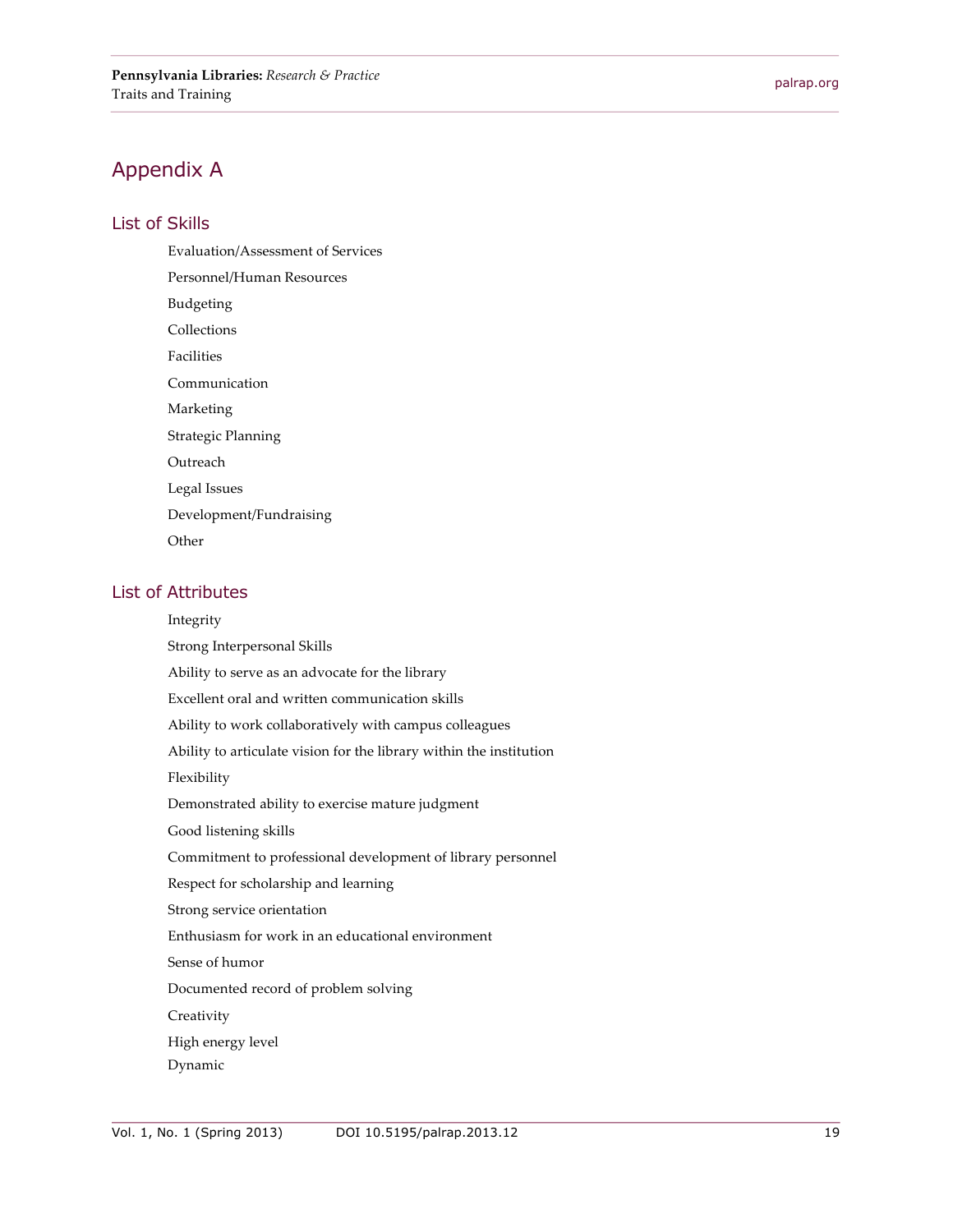# Appendix A

## List of Skills

- Evaluation/Assessment of Services
- Personnel/Human Resources
- Budgeting
- Collections
- Facilities
- Communication
- Marketing
- Strategic Planning
- Outreach
- Legal Issues
- Development/Fundraising
- Other

## List of Attributes

- Integrity
- Strong Interpersonal Skills
- Ability to serve as an advocate for the library
- Excellent oral and written communication skills
- Ability to work collaboratively with campus colleagues
- Ability to articulate vision for the library within the institution
- Flexibility
- Demonstrated ability to exercise mature judgment
- Good listening skills
- Commitment to professional development of library personnel
- Respect for scholarship and learning
- Strong service orientation
- Enthusiasm for work in an educational environment
- Sense of humor
- Documented record of problem solving
- Creativity
- High energy level
- Dynamic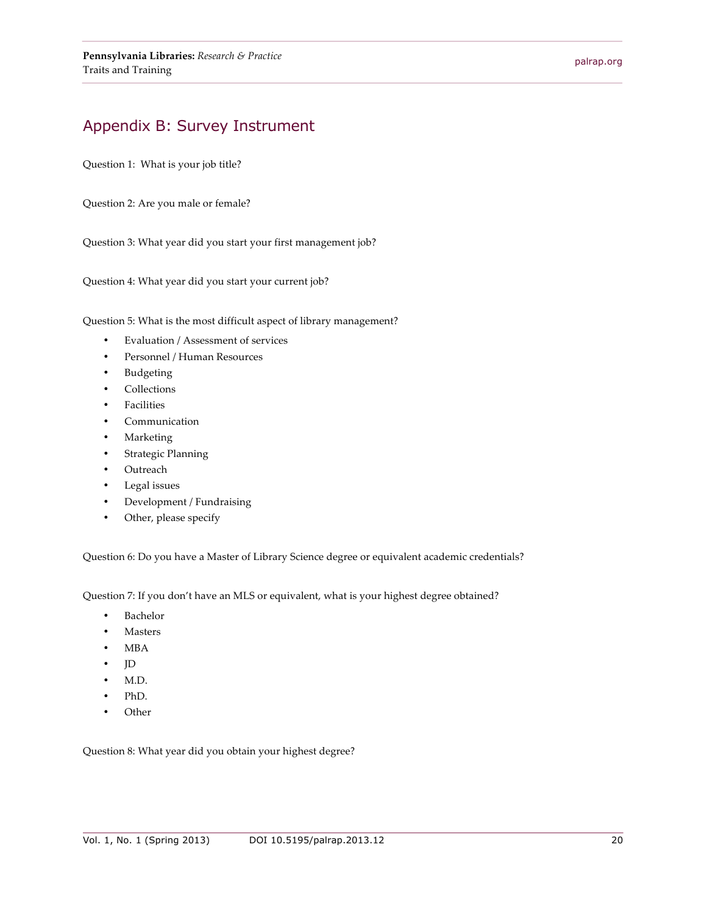## Appendix B: Survey Instrument

Question 1: What is your job title?

Question 2: Are you male or female?

Question 3: What year did you start your first management job?

Question 4: What year did you start your current job?

Question 5: What is the most difficult aspect of library management?

- Evaluation / Assessment of services
- Personnel / Human Resources
- Budgeting
- Collections
- Facilities
- Communication
- Marketing
- Strategic Planning
- Outreach
- Legal issues
- Development / Fundraising
- Other, please specify

Question 6: Do you have a Master of Library Science degree or equivalent academic credentials?

Question 7: If you don't have an MLS or equivalent, what is your highest degree obtained?

- Bachelor
- Masters
- MBA
- JD
- M.D.
- PhD.
- Other

Question 8: What year did you obtain your highest degree?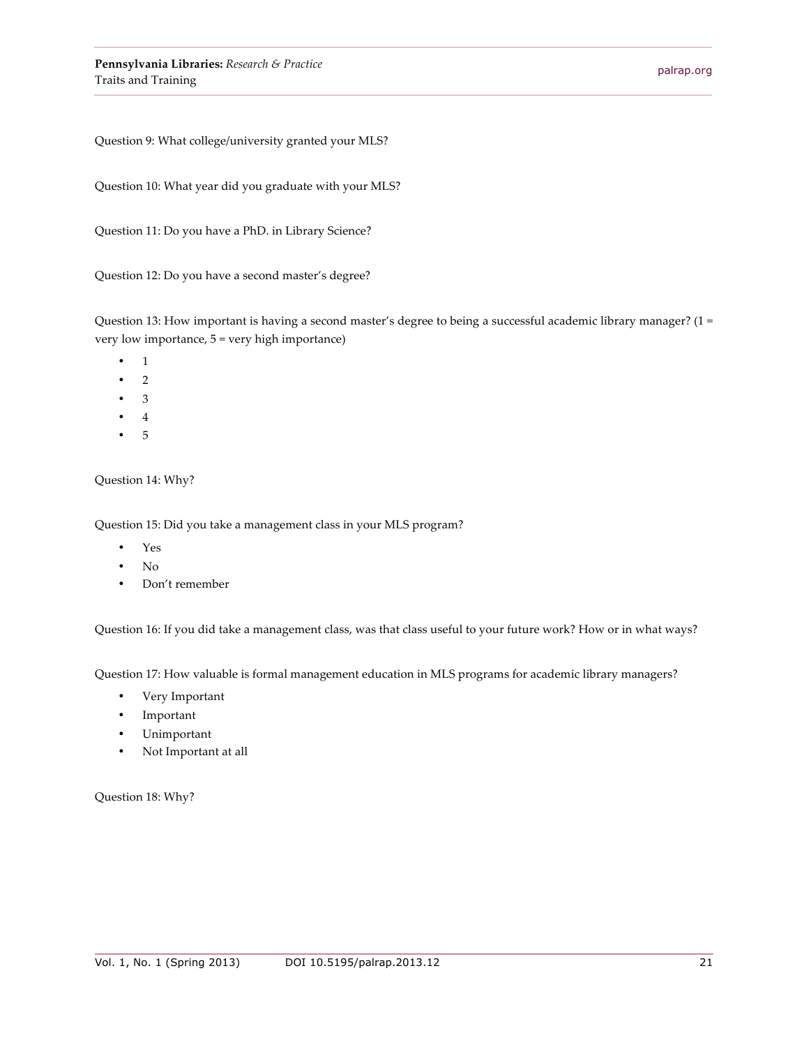Question 9: What college/university granted your MLS?

Question 10: What year did you graduate with your MLS?

Question 11: Do you have a PhD. in Library Science?

Question 12: Do you have a second master's degree?

Question 13: How important is having a second master's degree to being a successful academic library manager? (1 = very low importance, 5 = very high importance)

- 1
- 2
- 3
- 4
- 5

Question 14: Why?

Question 15: Did you take a management class in your MLS program?

- Yes
- No
- Don't remember

Question 16: If you did take a management class, was that class useful to your future work? How or in what ways?

Question 17: How valuable is formal management education in MLS programs for academic library managers?

- Very Important
- Important
- Unimportant
- Not Important at all

Question 18: Why?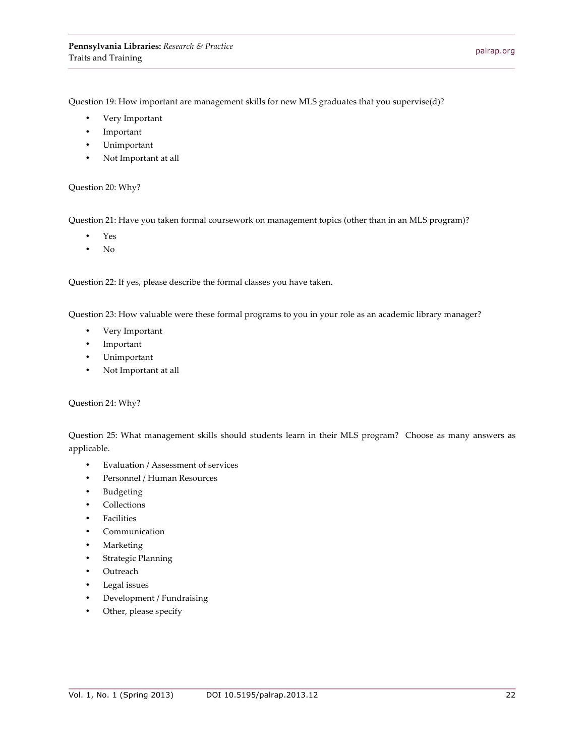Question 19: How important are management skills for new MLS graduates that you supervise(d)?

- Very Important
- Important
- Unimportant
- Not Important at all

Question 20: Why?

Question 21: Have you taken formal coursework on management topics (other than in an MLS program)?

- Yes
- No

Question 22: If yes, please describe the formal classes you have taken.

Question 23: How valuable were these formal programs to you in your role as an academic library manager?

- Very Important
- Important
- Unimportant
- Not Important at all

Question 24: Why?

Question 25: What management skills should students learn in their MLS program? Choose as many answers as applicable.

- Evaluation / Assessment of services
- Personnel / Human Resources
- Budgeting
- Collections
- Facilities
- Communication
- Marketing
- Strategic Planning
- Outreach
- Legal issues
- Development / Fundraising
- Other, please specify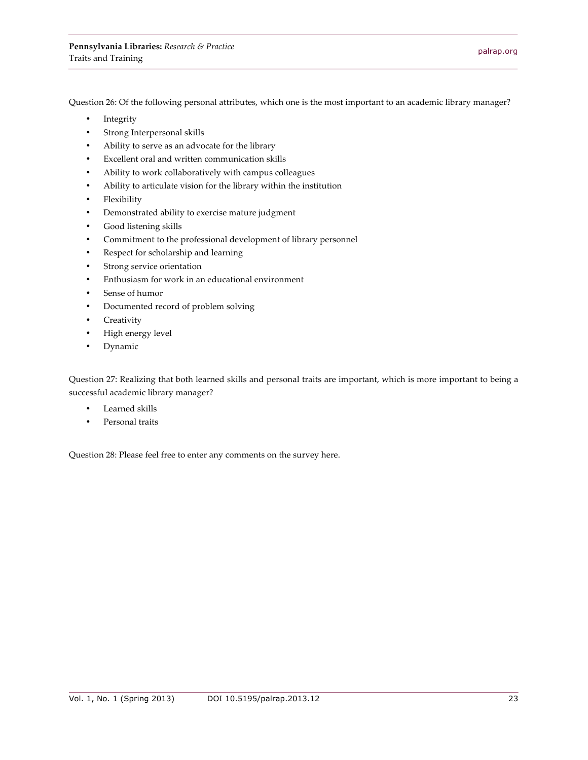Question 26: Of the following personal attributes, which one is the most important to an academic library manager?

- Integrity
- Strong Interpersonal skills
- Ability to serve as an advocate for the library
- Excellent oral and written communication skills
- Ability to work collaboratively with campus colleagues
- Ability to articulate vision for the library within the institution
- Flexibility
- Demonstrated ability to exercise mature judgment
- Good listening skills
- Commitment to the professional development of library personnel
- Respect for scholarship and learning
- Strong service orientation
- Enthusiasm for work in an educational environment
- Sense of humor
- Documented record of problem solving
- Creativity
- High energy level
- Dynamic

Question 27: Realizing that both learned skills and personal traits are important, which is more important to being a successful academic library manager?

- Learned skills
- Personal traits

Question 28: Please feel free to enter any comments on the survey here.